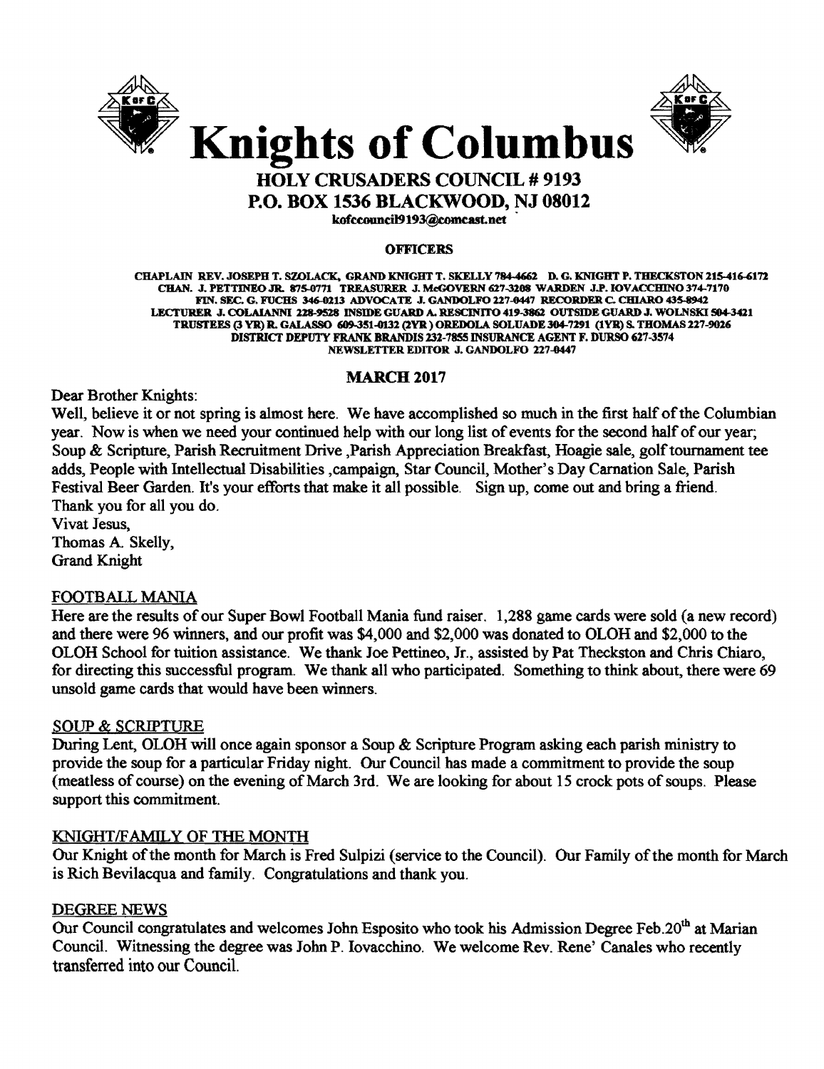# Knights of Columbus

## HOLY CRUSADERS COUNCIL # 9193
## P.O. BOX 1536 BLACKWOOD, NJ 08012

kofccouncil9193@comcast.net

**OFFICERS**

CHAPLAIN REV. JOSEPH T. SZOLACK, GRAND KNIGHT T. SKELLY 784-4662 D. G. KNIGHT P. THECKSTON 215-416-6172
CHAN. J. PETTINEO JR. 875-0771 TREASURER J. McGOVERN 627-3208 WARDEN J.P. IOVACCHINO 374-7170
FIN. SEC. G. FUCHS 346-0213 ADVOCATE J. GANDOLFO 227-0447 RECORDER C. CHIARO 435-8942
LECTURER J. COLAIANNI 228-9528 INSIDE GUARD A. RESCINITO 419-3862 OUTSIDE GUARD J. WOLNSKI 504-3421
TRUSTEES (3 YR) R. GALASSO 609-351-0132 (2YR) OREDOLA SOLUADE 304-7291 (1YR) S. THOMAS 227-9026
DISTRICT DEPUTY FRANK BRANDIS 232-7855 INSURANCE AGENT F. DURSO 627-3574
NEWSLETTER EDITOR J. GANDOLFO 227-0447

**MARCH 2017**

Dear Brother Knights:
Well, believe it or not spring is almost here. We have accomplished so much in the first half of the Columbian year. Now is when we need your continued help with our long list of events for the second half of our year; Soup & Scripture, Parish Recruitment Drive ,Parish Appreciation Breakfast, Hoagie sale, golf tournament tee adds, People with Intellectual Disabilities ,campaign, Star Council, Mother's Day Carnation Sale, Parish Festival Beer Garden. It's your efforts that make it all possible. Sign up, come out and bring a friend.
Thank you for all you do.
Vivat Jesus,
Thomas A. Skelly,
Grand Knight

### FOOTBALL MANIA

Here are the results of our Super Bowl Football Mania fund raiser. 1,288 game cards were sold (a new record) and there were 96 winners, and our profit was $4,000 and $2,000 was donated to OLOH and $2,000 to the OLOH School for tuition assistance. We thank Joe Pettineo, Jr., assisted by Pat Theckston and Chris Chiaro, for directing this successful program. We thank all who participated. Something to think about, there were 69 unsold game cards that would have been winners.

### SOUP & SCRIPTURE

During Lent, OLOH will once again sponsor a Soup & Scripture Program asking each parish ministry to provide the soup for a particular Friday night. Our Council has made a commitment to provide the soup (meatless of course) on the evening of March 3rd. We are looking for about 15 crock pots of soups. Please support this commitment.

### KNIGHT/FAMILY OF THE MONTH

Our Knight of the month for March is Fred Sulpizi (service to the Council). Our Family of the month for March is Rich Bevilacqua and family. Congratulations and thank you.

### DEGREE NEWS

Our Council congratulates and welcomes John Esposito who took his Admission Degree Feb.20th at Marian Council. Witnessing the degree was John P. Iovacchino. We welcome Rev. Rene' Canales who recently transferred into our Council.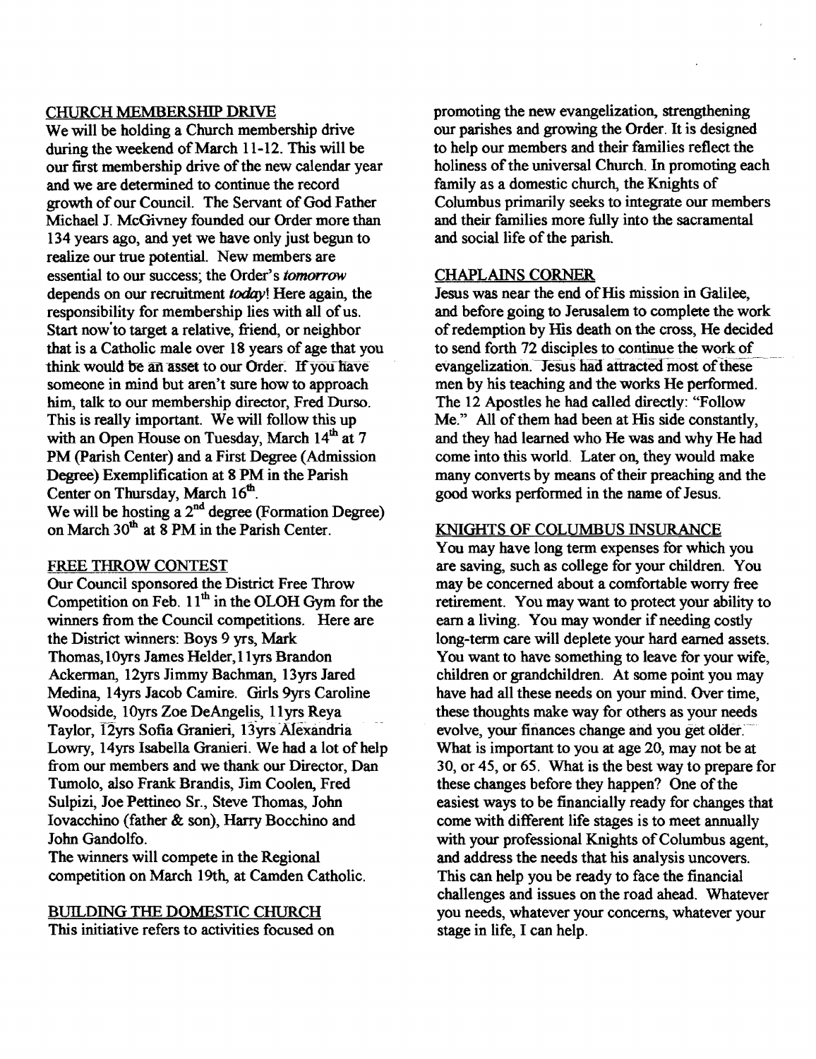## CHURCH MEMBERSHIP DRIVE

We will be holding a Church membership drive during the weekend of March 11-12. This will be our first membership drive of the new calendar year and we are determined to continue the record growth of our Council. The Servant of God Father Michael J. McGivney founded our Order more than 134 years ago, and yet we have only just begun to realize our true potential. New members are essential to our success; the Order's *tomorrow* depends on our recruitment *today*! Here again, the responsibility for membership lies with all of us. Start now to target a relative, friend, or neighbor that is a Catholic male over 18 years of age that you think would be an asset to our Order. If you have someone in mind but aren't sure how to approach him, talk to our membership director, Fred Durso. This is really important. We will follow this up with an Open House on Tuesday, March 14th at 7 PM (Parish Center) and a First Degree (Admission Degree) Exemplification at 8 PM in the Parish Center on Thursday, March 16th.

We will be hosting a 2nd degree (Formation Degree) on March 30th at 8 PM in the Parish Center.

## FREE THROW CONTEST

Our Council sponsored the District Free Throw Competition on Feb. 11th in the OLOH Gym for the winners from the Council competitions. Here are the District winners: Boys 9 yrs, Mark Thomas, 10yrs James Helder, 11yrs Brandon Ackerman, 12yrs Jimmy Bachman, 13yrs Jared Medina, 14yrs Jacob Camire. Girls 9yrs Caroline Woodside, 10yrs Zoe DeAngelis, 11yrs Reya Taylor, 12yrs Sofia Granieri, 13yrs Alexandria Lowry, 14yrs Isabella Granieri. We had a lot of help from our members and we thank our Director, Dan Tumolo, also Frank Brandis, Jim Coolen, Fred Sulpizi, Joe Pettineo Sr., Steve Thomas, John Iovacchino (father & son), Harry Bocchino and John Gandolfo.

The winners will compete in the Regional competition on March 19th, at Camden Catholic.

## BUILDING THE DOMESTIC CHURCH

This initiative refers to activities focused on promoting the new evangelization, strengthening our parishes and growing the Order. It is designed to help our members and their families reflect the holiness of the universal Church. In promoting each family as a domestic church, the Knights of Columbus primarily seeks to integrate our members and their families more fully into the sacramental and social life of the parish.

## CHAPLAINS CORNER

Jesus was near the end of His mission in Galilee, and before going to Jerusalem to complete the work of redemption by His death on the cross, He decided to send forth 72 disciples to continue the work of evangelization. Jesus had attracted most of these men by his teaching and the works He performed. The 12 Apostles he had called directly: "Follow Me." All of them had been at His side constantly, and they had learned who He was and why He had come into this world. Later on, they would make many converts by means of their preaching and the good works performed in the name of Jesus.

## KNIGHTS OF COLUMBUS INSURANCE

You may have long term expenses for which you are saving, such as college for your children. You may be concerned about a comfortable worry free retirement. You may want to protect your ability to earn a living. You may wonder if needing costly long-term care will deplete your hard earned assets. You want to have something to leave for your wife, children or grandchildren. At some point you may have had all these needs on your mind. Over time, these thoughts make way for others as your needs evolve, your finances change and you get older. What is important to you at age 20, may not be at 30, or 45, or 65. What is the best way to prepare for these changes before they happen? One of the easiest ways to be financially ready for changes that come with different life stages is to meet annually with your professional Knights of Columbus agent, and address the needs that his analysis uncovers. This can help you be ready to face the financial challenges and issues on the road ahead. Whatever you needs, whatever your concerns, whatever your stage in life, I can help.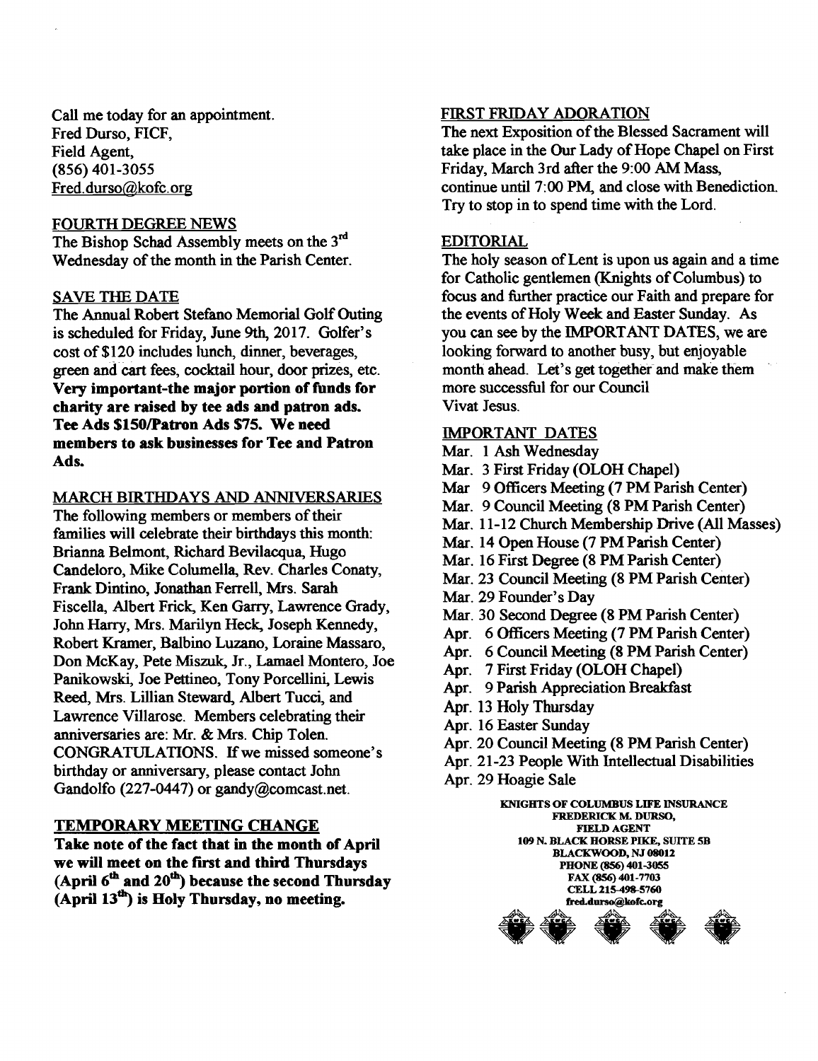Call me today for an appointment.
Fred Durso, FICF,
Field Agent,
(856) 401-3055
Fred.durso@kofc.org

## FOURTH DEGREE NEWS

The Bishop Schad Assembly meets on the 3rd Wednesday of the month in the Parish Center.

## SAVE THE DATE

The Annual Robert Stefano Memorial Golf Outing is scheduled for Friday, June 9th, 2017. Golfer's cost of $120 includes lunch, dinner, beverages, green and cart fees, cocktail hour, door prizes, etc. **Very important-the major portion of funds for charity are raised by tee ads and patron ads. Tee Ads $150/Patron Ads $75. We need members to ask businesses for Tee and Patron Ads.**

## MARCH BIRTHDAYS AND ANNIVERSARIES

The following members or members of their families will celebrate their birthdays this month: Brianna Belmont, Richard Bevilacqua, Hugo Candeloro, Mike Columella, Rev. Charles Conaty, Frank Dintino, Jonathan Ferrell, Mrs. Sarah Fiscella, Albert Frick, Ken Garry, Lawrence Grady, John Harry, Mrs. Marilyn Heck, Joseph Kennedy, Robert Kramer, Balbino Luzano, Loraine Massaro, Don McKay, Pete Miszuk, Jr., Lamael Montero, Joe Panikowski, Joe Pettineo, Tony Porcellini, Lewis Reed, Mrs. Lillian Steward, Albert Tucci, and Lawrence Villarose. Members celebrating their anniversaries are: Mr. & Mrs. Chip Tolen. CONGRATULATIONS. If we missed someone's birthday or anniversary, please contact John Gandolfo (227-0447) or gandy@comcast.net.

## TEMPORARY MEETING CHANGE

**Take note of the fact that in the month of April we will meet on the first and third Thursdays (April 6th and 20th) because the second Thursday (April 13th) is Holy Thursday, no meeting.**

## FIRST FRIDAY ADORATION

The next Exposition of the Blessed Sacrament will take place in the Our Lady of Hope Chapel on First Friday, March 3rd after the 9:00 AM Mass, continue until 7:00 PM, and close with Benediction. Try to stop in to spend time with the Lord.

## EDITORIAL

The holy season of Lent is upon us again and a time for Catholic gentlemen (Knights of Columbus) to focus and further practice our Faith and prepare for the events of Holy Week and Easter Sunday. As you can see by the IMPORTANT DATES, we are looking forward to another busy, but enjoyable month ahead. Let's get together and make them more successful for our Council
Vivat Jesus.

## IMPORTANT DATES

- Mar. 1 Ash Wednesday
- Mar. 3 First Friday (OLOH Chapel)
- Mar 9 Officers Meeting (7 PM Parish Center)
- Mar. 9 Council Meeting (8 PM Parish Center)
- Mar. 11-12 Church Membership Drive (All Masses)
- Mar. 14 Open House (7 PM Parish Center)
- Mar. 16 First Degree (8 PM Parish Center)
- Mar. 23 Council Meeting (8 PM Parish Center)
- Mar. 29 Founder's Day
- Mar. 30 Second Degree (8 PM Parish Center)
- Apr. 6 Officers Meeting (7 PM Parish Center)
- Apr. 6 Council Meeting (8 PM Parish Center)
- Apr. 7 First Friday (OLOH Chapel)
- Apr. 9 Parish Appreciation Breakfast
- Apr. 13 Holy Thursday
- Apr. 16 Easter Sunday
- Apr. 20 Council Meeting (8 PM Parish Center)
- Apr. 21-23 People With Intellectual Disabilities
- Apr. 29 Hoagie Sale

KNIGHTS OF COLUMBUS LIFE INSURANCE
FREDERICK M. DURSO,
FIELD AGENT
109 N. BLACK HORSE PIKE, SUITE 5B
BLACKWOOD, NJ 08012
PHONE (856) 401-3055
FAX (856) 401-7703
CELL 215-498-5760
fred.durso@kofc.org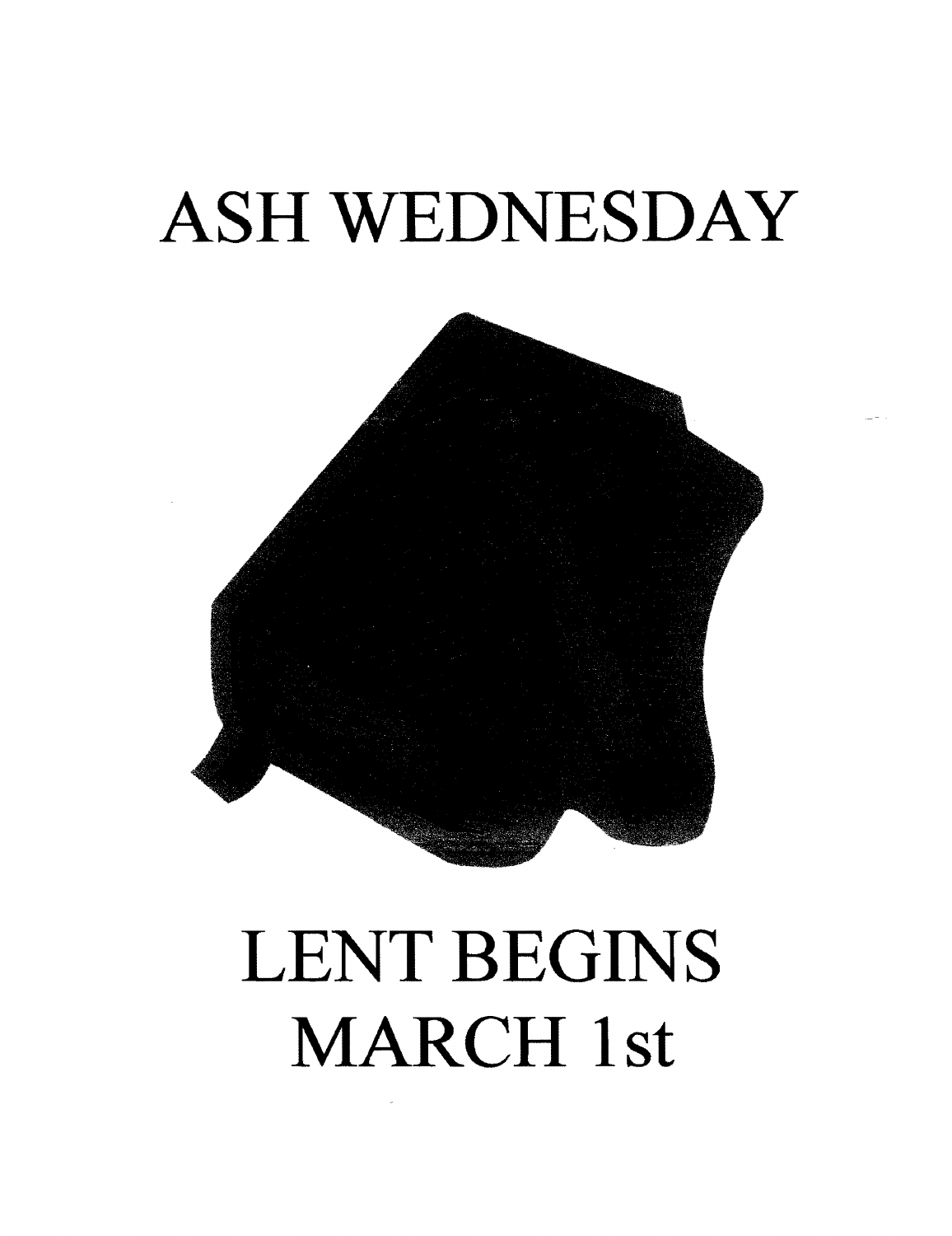# ASH WEDNESDAY

# LENT BEGINS MARCH 1st